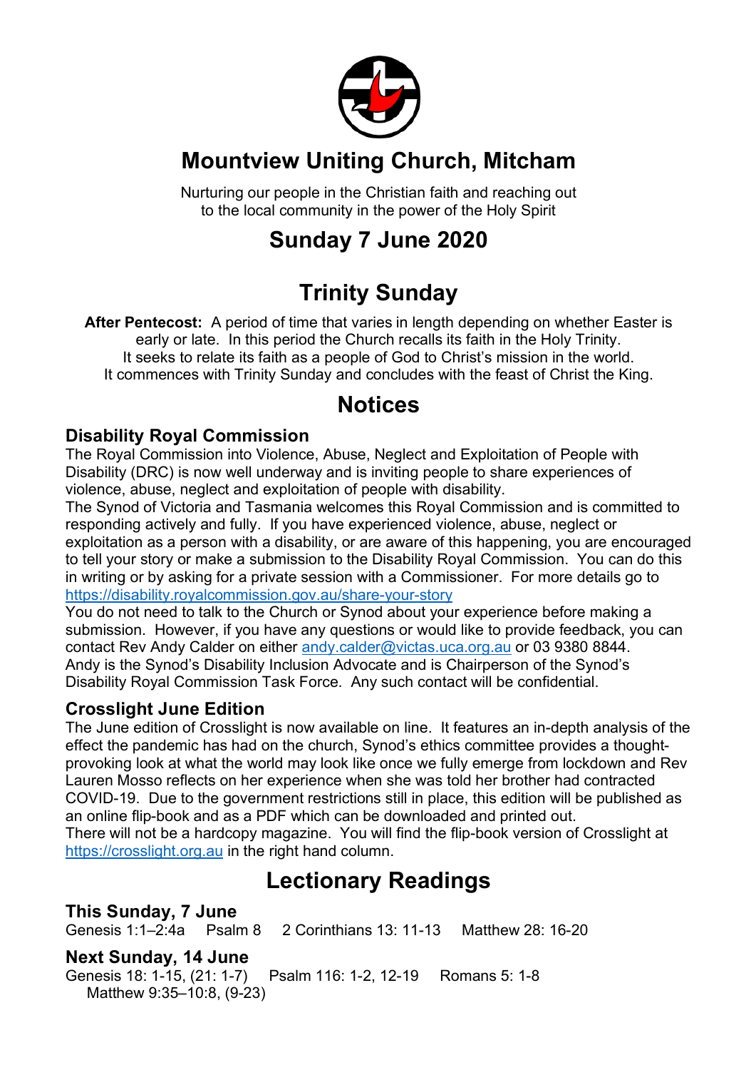# Mountview Uniting Church, Mitcham

Nurturing our people in the Christian faith and reaching out to the local community in the power of the Holy Spirit

## Sunday 7 June 2020

## Trinity Sunday

**After Pentecost:** A period of time that varies in length depending on whether Easter is early or late. In this period the Church recalls its faith in the Holy Trinity. It seeks to relate its faith as a people of God to Christ's mission in the world. It commences with Trinity Sunday and concludes with the feast of Christ the King.

## Notices

### Disability Royal Commission

The Royal Commission into Violence, Abuse, Neglect and Exploitation of People with Disability (DRC) is now well underway and is inviting people to share experiences of violence, abuse, neglect and exploitation of people with disability.

The Synod of Victoria and Tasmania welcomes this Royal Commission and is committed to responding actively and fully. If you have experienced violence, abuse, neglect or exploitation as a person with a disability, or are aware of this happening, you are encouraged to tell your story or make a submission to the Disability Royal Commission. You can do this in writing or by asking for a private session with a Commissioner. For more details go to https://disability.royalcommission.gov.au/share-your-story

You do not need to talk to the Church or Synod about your experience before making a submission. However, if you have any questions or would like to provide feedback, you can contact Rev Andy Calder on either andy.calder@victas.uca.org.au or 03 9380 8844. Andy is the Synod's Disability Inclusion Advocate and is Chairperson of the Synod's Disability Royal Commission Task Force. Any such contact will be confidential.

### Crosslight June Edition

The June edition of Crosslight is now available on line. It features an in-depth analysis of the effect the pandemic has had on the church, Synod's ethics committee provides a thought-provoking look at what the world may look like once we fully emerge from lockdown and Rev Lauren Mosso reflects on her experience when she was told her brother had contracted COVID-19. Due to the government restrictions still in place, this edition will be published as an online flip-book and as a PDF which can be downloaded and printed out.

There will not be a hardcopy magazine. You will find the flip-book version of Crosslight at https://crosslight.org.au in the right hand column.

## Lectionary Readings

### This Sunday, 7 June

Genesis 1:1–2:4a Psalm 8 2 Corinthians 13: 11-13 Matthew 28: 16-20

### Next Sunday, 14 June

Genesis 18: 1-15, (21: 1-7) Psalm 116: 1-2, 12-19 Romans 5: 1-8 Matthew 9:35–10:8, (9-23)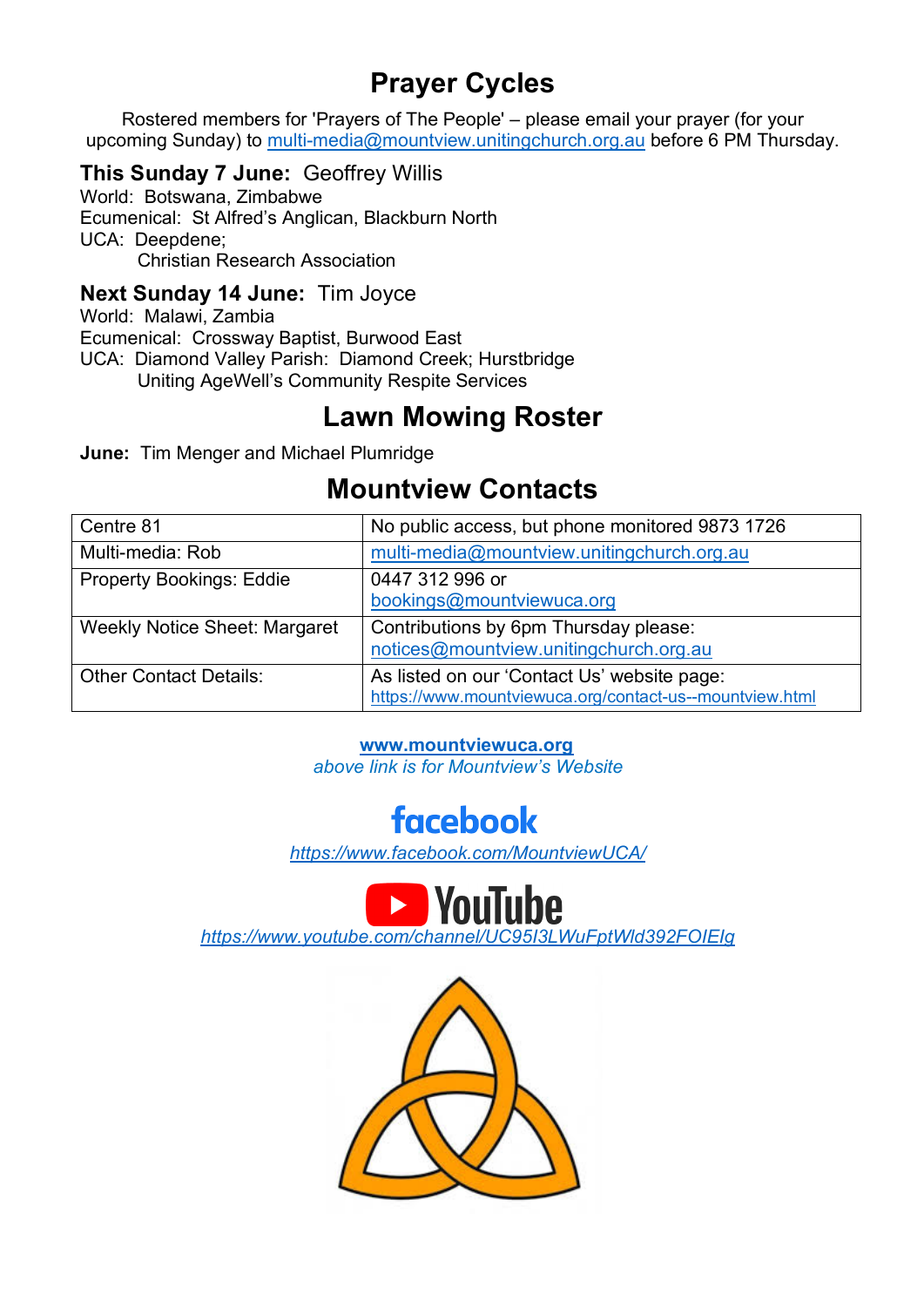## Prayer Cycles

Rostered members for 'Prayers of The People' – please email your prayer (for your upcoming Sunday) to multi-media@mountview.unitingchurch.org.au before 6 PM Thursday.

**This Sunday 7 June:** Geoffrey Willis
World: Botswana, Zimbabwe
Ecumenical: St Alfred's Anglican, Blackburn North
UCA: Deepdene;
Christian Research Association

**Next Sunday 14 June:** Tim Joyce
World: Malawi, Zambia
Ecumenical: Crossway Baptist, Burwood East
UCA: Diamond Valley Parish: Diamond Creek; Hurstbridge
Uniting AgeWell's Community Respite Services

## Lawn Mowing Roster

**June:** Tim Menger and Michael Plumridge

## Mountview Contacts

| | |
|---|---|
| Centre 81 | No public access, but phone monitored 9873 1726 |
| Multi-media: Rob | multi-media@mountview.unitingchurch.org.au |
| Property Bookings: Eddie | 0447 312 996 or bookings@mountviewuca.org |
| Weekly Notice Sheet: Margaret | Contributions by 6pm Thursday please: notices@mountview.unitingchurch.org.au |
| Other Contact Details: | As listed on our 'Contact Us' website page: https://www.mountviewuca.org/contact-us--mountview.html |

**www.mountviewuca.org**
*above link is for Mountview's Website*

facebook
*https://www.facebook.com/MountviewUCA/*

YouTube
*https://www.youtube.com/channel/UC95I3LWuFptWld392FOIElg*